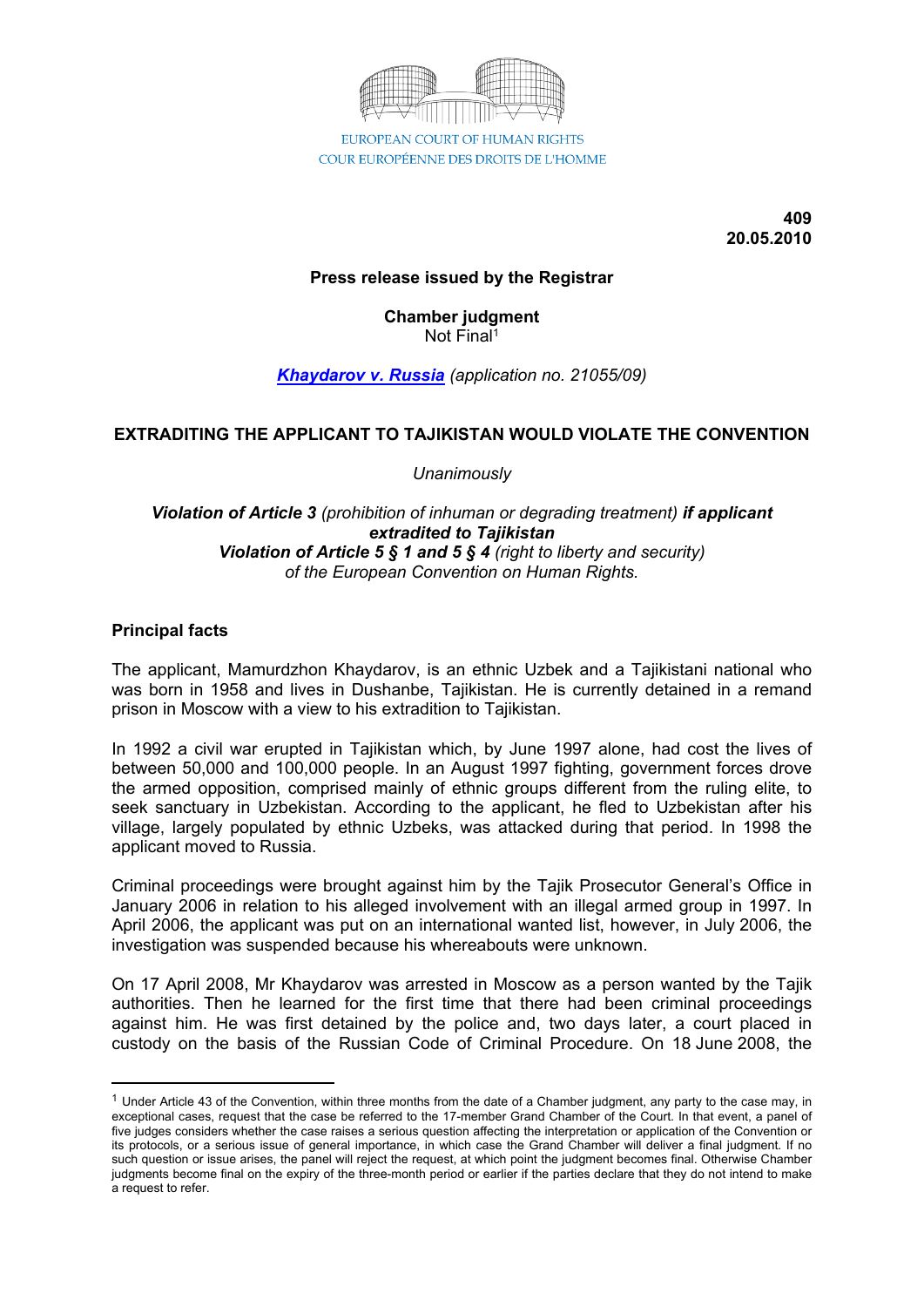EUROPEAN COURT OF HUMAN RIGHTS
COUR EUROPÉENNE DES DROITS DE L'HOMME

**409**
**20.05.2010**

**Press release issued by the Registrar**

**Chamber judgment**
Not Final[1]

***Khaydarov v. Russia*** *(application no. 21055/09)*

## EXTRADITING THE APPLICANT TO TAJIKISTAN WOULD VIOLATE THE CONVENTION

*Unanimously*

***Violation of Article 3*** *(prohibition of inhuman or degrading treatment)* ***if applicant extradited to Tajikistan***
***Violation of Article 5 § 1 and 5 § 4*** *(right to liberty and security)*
*of the European Convention on Human Rights.*

### Principal facts

The applicant, Mamurdzhon Khaydarov, is an ethnic Uzbek and a Tajikistani national who was born in 1958 and lives in Dushanbe, Tajikistan. He is currently detained in a remand prison in Moscow with a view to his extradition to Tajikistan.

In 1992 a civil war erupted in Tajikistan which, by June 1997 alone, had cost the lives of between 50,000 and 100,000 people. In an August 1997 fighting, government forces drove the armed opposition, comprised mainly of ethnic groups different from the ruling elite, to seek sanctuary in Uzbekistan. According to the applicant, he fled to Uzbekistan after his village, largely populated by ethnic Uzbeks, was attacked during that period. In 1998 the applicant moved to Russia.

Criminal proceedings were brought against him by the Tajik Prosecutor General's Office in January 2006 in relation to his alleged involvement with an illegal armed group in 1997. In April 2006, the applicant was put on an international wanted list, however, in July 2006, the investigation was suspended because his whereabouts were unknown.

On 17 April 2008, Mr Khaydarov was arrested in Moscow as a person wanted by the Tajik authorities. Then he learned for the first time that there had been criminal proceedings against him. He was first detained by the police and, two days later, a court placed in custody on the basis of the Russian Code of Criminal Procedure. On 18 June 2008, the

---

[1] Under Article 43 of the Convention, within three months from the date of a Chamber judgment, any party to the case may, in exceptional cases, request that the case be referred to the 17-member Grand Chamber of the Court. In that event, a panel of five judges considers whether the case raises a serious question affecting the interpretation or application of the Convention or its protocols, or a serious issue of general importance, in which case the Grand Chamber will deliver a final judgment. If no such question or issue arises, the panel will reject the request, at which point the judgment becomes final. Otherwise Chamber judgments become final on the expiry of the three-month period or earlier if the parties declare that they do not intend to make a request to refer.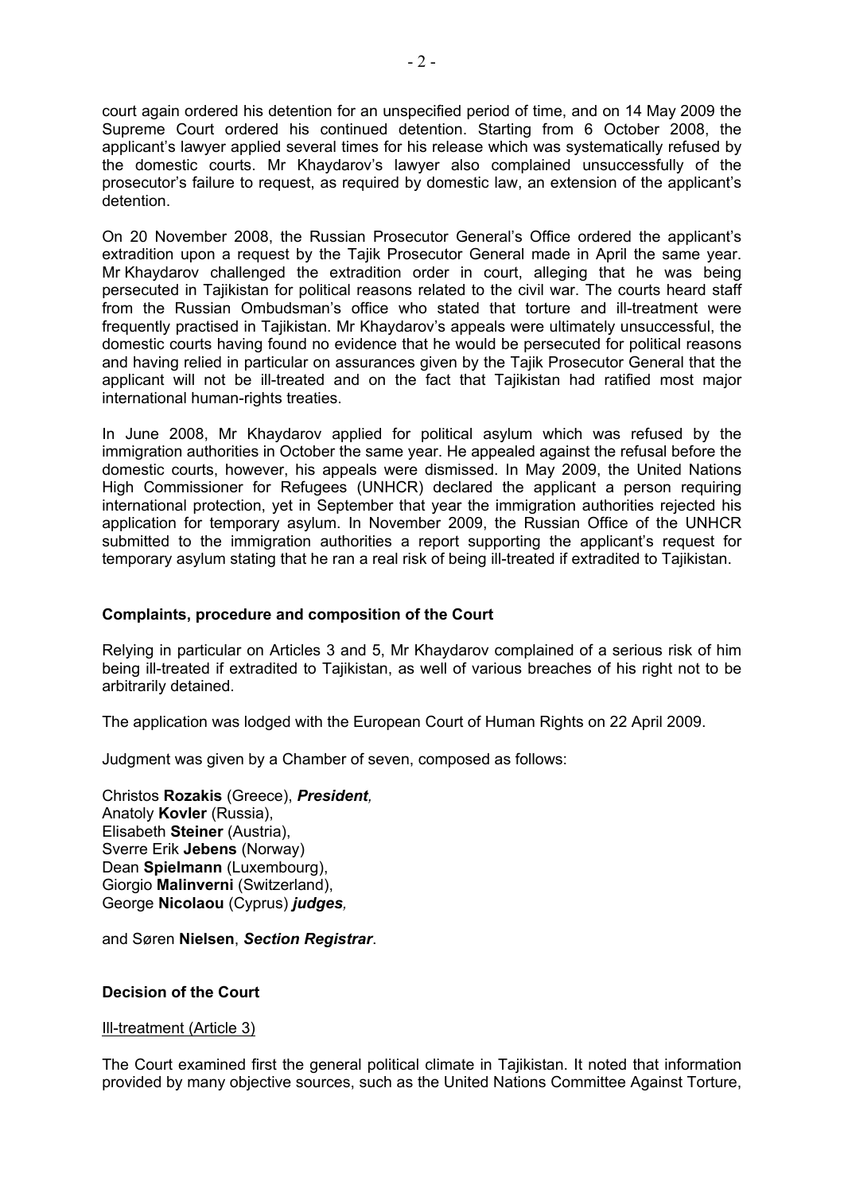court again ordered his detention for an unspecified period of time, and on 14 May 2009 the Supreme Court ordered his continued detention. Starting from 6 October 2008, the applicant's lawyer applied several times for his release which was systematically refused by the domestic courts. Mr Khaydarov's lawyer also complained unsuccessfully of the prosecutor's failure to request, as required by domestic law, an extension of the applicant's detention.

On 20 November 2008, the Russian Prosecutor General's Office ordered the applicant's extradition upon a request by the Tajik Prosecutor General made in April the same year. Mr Khaydarov challenged the extradition order in court, alleging that he was being persecuted in Tajikistan for political reasons related to the civil war. The courts heard staff from the Russian Ombudsman's office who stated that torture and ill-treatment were frequently practised in Tajikistan. Mr Khaydarov's appeals were ultimately unsuccessful, the domestic courts having found no evidence that he would be persecuted for political reasons and having relied in particular on assurances given by the Tajik Prosecutor General that the applicant will not be ill-treated and on the fact that Tajikistan had ratified most major international human-rights treaties.

In June 2008, Mr Khaydarov applied for political asylum which was refused by the immigration authorities in October the same year. He appealed against the refusal before the domestic courts, however, his appeals were dismissed. In May 2009, the United Nations High Commissioner for Refugees (UNHCR) declared the applicant a person requiring international protection, yet in September that year the immigration authorities rejected his application for temporary asylum. In November 2009, the Russian Office of the UNHCR submitted to the immigration authorities a report supporting the applicant's request for temporary asylum stating that he ran a real risk of being ill-treated if extradited to Tajikistan.

**Complaints, procedure and composition of the Court**

Relying in particular on Articles 3 and 5, Mr Khaydarov complained of a serious risk of him being ill-treated if extradited to Tajikistan, as well of various breaches of his right not to be arbitrarily detained.

The application was lodged with the European Court of Human Rights on 22 April 2009.

Judgment was given by a Chamber of seven, composed as follows:

Christos **Rozakis** (Greece), ***President,***
Anatoly **Kovler** (Russia),
Elisabeth **Steiner** (Austria),
Sverre Erik **Jebens** (Norway)
Dean **Spielmann** (Luxembourg),
Giorgio **Malinverni** (Switzerland),
George **Nicolaou** (Cyprus) ***judges,***

and Søren **Nielsen**, ***Section Registrar***.

**Decision of the Court**

Ill-treatment (Article 3)

The Court examined first the general political climate in Tajikistan. It noted that information provided by many objective sources, such as the United Nations Committee Against Torture,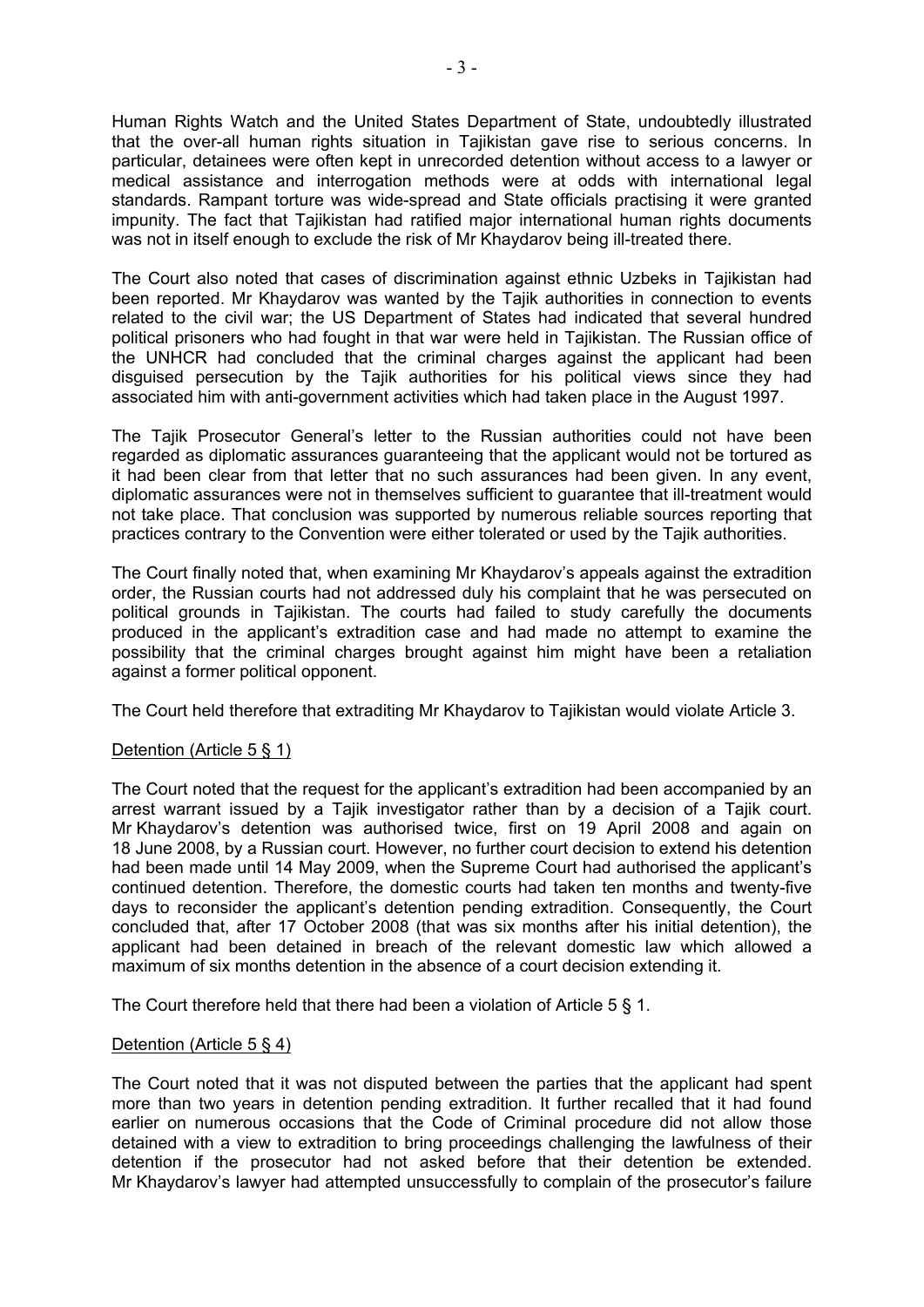Human Rights Watch and the United States Department of State, undoubtedly illustrated that the over-all human rights situation in Tajikistan gave rise to serious concerns. In particular, detainees were often kept in unrecorded detention without access to a lawyer or medical assistance and interrogation methods were at odds with international legal standards. Rampant torture was wide-spread and State officials practising it were granted impunity. The fact that Tajikistan had ratified major international human rights documents was not in itself enough to exclude the risk of Mr Khaydarov being ill-treated there.

The Court also noted that cases of discrimination against ethnic Uzbeks in Tajikistan had been reported. Mr Khaydarov was wanted by the Tajik authorities in connection to events related to the civil war; the US Department of States had indicated that several hundred political prisoners who had fought in that war were held in Tajikistan. The Russian office of the UNHCR had concluded that the criminal charges against the applicant had been disguised persecution by the Tajik authorities for his political views since they had associated him with anti-government activities which had taken place in the August 1997.

The Tajik Prosecutor General's letter to the Russian authorities could not have been regarded as diplomatic assurances guaranteeing that the applicant would not be tortured as it had been clear from that letter that no such assurances had been given. In any event, diplomatic assurances were not in themselves sufficient to guarantee that ill-treatment would not take place. That conclusion was supported by numerous reliable sources reporting that practices contrary to the Convention were either tolerated or used by the Tajik authorities.

The Court finally noted that, when examining Mr Khaydarov's appeals against the extradition order, the Russian courts had not addressed duly his complaint that he was persecuted on political grounds in Tajikistan. The courts had failed to study carefully the documents produced in the applicant's extradition case and had made no attempt to examine the possibility that the criminal charges brought against him might have been a retaliation against a former political opponent.

The Court held therefore that extraditing Mr Khaydarov to Tajikistan would violate Article 3.

Detention (Article 5 § 1)

The Court noted that the request for the applicant's extradition had been accompanied by an arrest warrant issued by a Tajik investigator rather than by a decision of a Tajik court. Mr Khaydarov's detention was authorised twice, first on 19 April 2008 and again on 18 June 2008, by a Russian court. However, no further court decision to extend his detention had been made until 14 May 2009, when the Supreme Court had authorised the applicant's continued detention. Therefore, the domestic courts had taken ten months and twenty-five days to reconsider the applicant's detention pending extradition. Consequently, the Court concluded that, after 17 October 2008 (that was six months after his initial detention), the applicant had been detained in breach of the relevant domestic law which allowed a maximum of six months detention in the absence of a court decision extending it.

The Court therefore held that there had been a violation of Article 5 § 1.

Detention (Article 5 § 4)

The Court noted that it was not disputed between the parties that the applicant had spent more than two years in detention pending extradition. It further recalled that it had found earlier on numerous occasions that the Code of Criminal procedure did not allow those detained with a view to extradition to bring proceedings challenging the lawfulness of their detention if the prosecutor had not asked before that their detention be extended. Mr Khaydarov's lawyer had attempted unsuccessfully to complain of the prosecutor's failure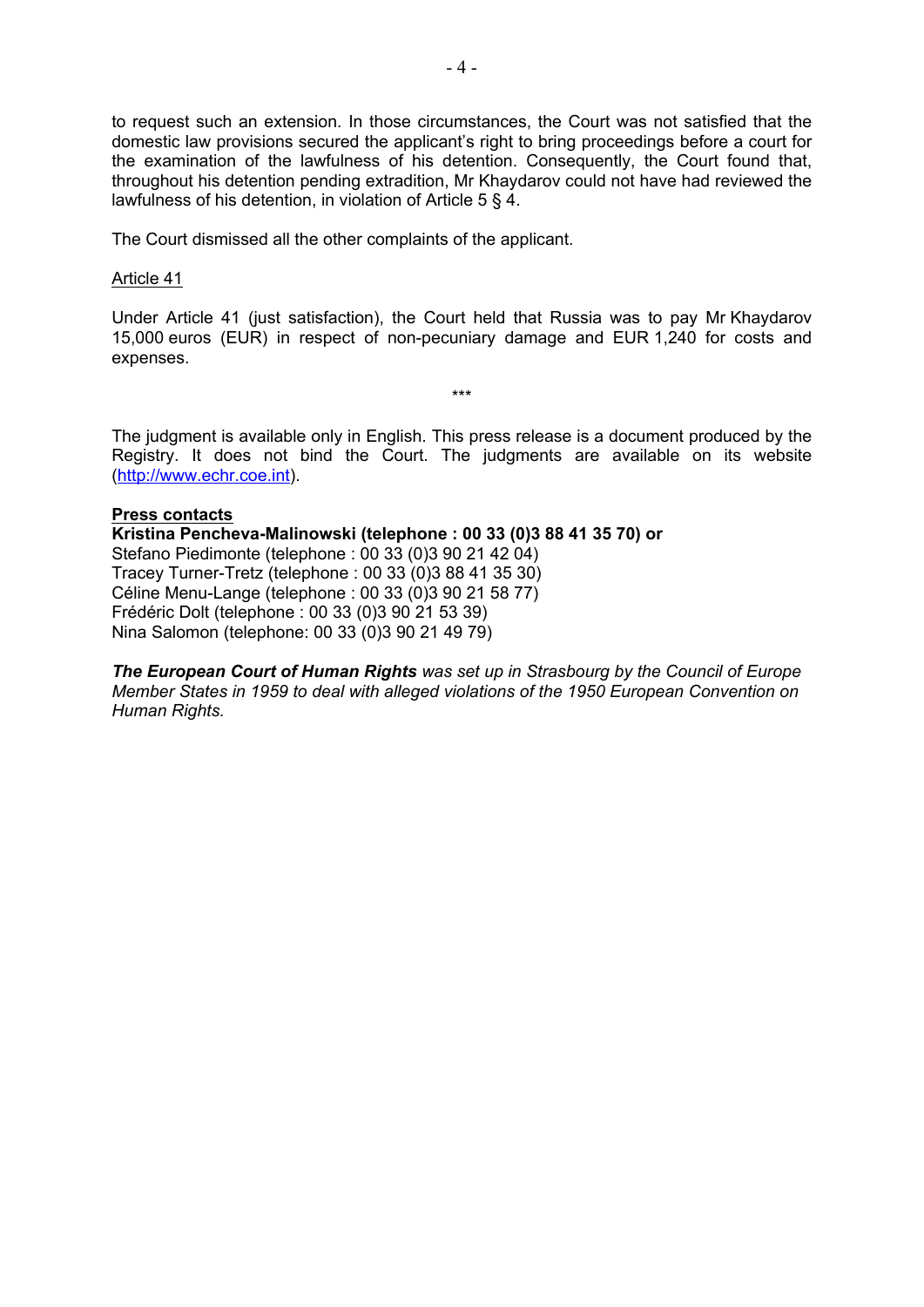to request such an extension. In those circumstances, the Court was not satisfied that the domestic law provisions secured the applicant's right to bring proceedings before a court for the examination of the lawfulness of his detention. Consequently, the Court found that, throughout his detention pending extradition, Mr Khaydarov could not have had reviewed the lawfulness of his detention, in violation of Article 5 § 4.

The Court dismissed all the other complaints of the applicant.

Article 41

Under Article 41 (just satisfaction), the Court held that Russia was to pay Mr Khaydarov 15,000 euros (EUR) in respect of non-pecuniary damage and EUR 1,240 for costs and expenses.

***

The judgment is available only in English. This press release is a document produced by the Registry. It does not bind the Court. The judgments are available on its website (http://www.echr.coe.int).

**Press contacts**
**Kristina Pencheva-Malinowski (telephone : 00 33 (0)3 88 41 35 70) or**
Stefano Piedimonte (telephone : 00 33 (0)3 90 21 42 04)
Tracey Turner-Tretz (telephone : 00 33 (0)3 88 41 35 30)
Céline Menu-Lange (telephone : 00 33 (0)3 90 21 58 77)
Frédéric Dolt (telephone : 00 33 (0)3 90 21 53 39)
Nina Salomon (telephone: 00 33 (0)3 90 21 49 79)

***The European Court of Human Rights** was set up in Strasbourg by the Council of Europe Member States in 1959 to deal with alleged violations of the 1950 European Convention on Human Rights.*